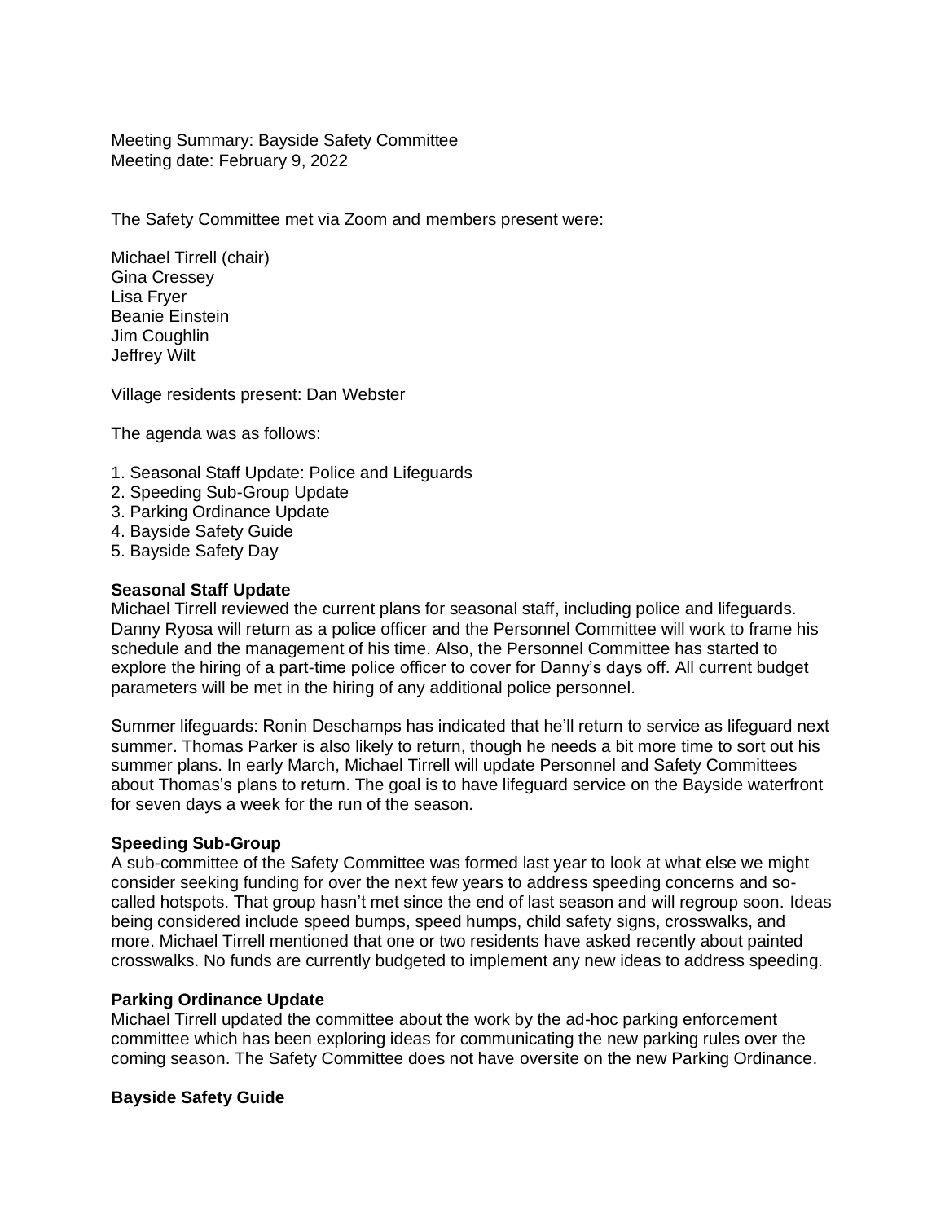Meeting Summary: Bayside Safety Committee
Meeting date: February 9, 2022

The Safety Committee met via Zoom and members present were:

Michael Tirrell (chair)
Gina Cressey
Lisa Fryer
Beanie Einstein
Jim Coughlin
Jeffrey Wilt

Village residents present: Dan Webster

The agenda was as follows:

1. Seasonal Staff Update: Police and Lifeguards
2. Speeding Sub-Group Update
3. Parking Ordinance Update
4. Bayside Safety Guide
5. Bayside Safety Day

**Seasonal Staff Update**
Michael Tirrell reviewed the current plans for seasonal staff, including police and lifeguards. Danny Ryosa will return as a police officer and the Personnel Committee will work to frame his schedule and the management of his time. Also, the Personnel Committee has started to explore the hiring of a part-time police officer to cover for Danny's days off. All current budget parameters will be met in the hiring of any additional police personnel.

Summer lifeguards: Ronin Deschamps has indicated that he'll return to service as lifeguard next summer. Thomas Parker is also likely to return, though he needs a bit more time to sort out his summer plans. In early March, Michael Tirrell will update Personnel and Safety Committees about Thomas's plans to return. The goal is to have lifeguard service on the Bayside waterfront for seven days a week for the run of the season.

**Speeding Sub-Group**
A sub-committee of the Safety Committee was formed last year to look at what else we might consider seeking funding for over the next few years to address speeding concerns and so-called hotspots. That group hasn't met since the end of last season and will regroup soon. Ideas being considered include speed bumps, speed humps, child safety signs, crosswalks, and more. Michael Tirrell mentioned that one or two residents have asked recently about painted crosswalks. No funds are currently budgeted to implement any new ideas to address speeding.

**Parking Ordinance Update**
Michael Tirrell updated the committee about the work by the ad-hoc parking enforcement committee which has been exploring ideas for communicating the new parking rules over the coming season. The Safety Committee does not have oversite on the new Parking Ordinance.

**Bayside Safety Guide**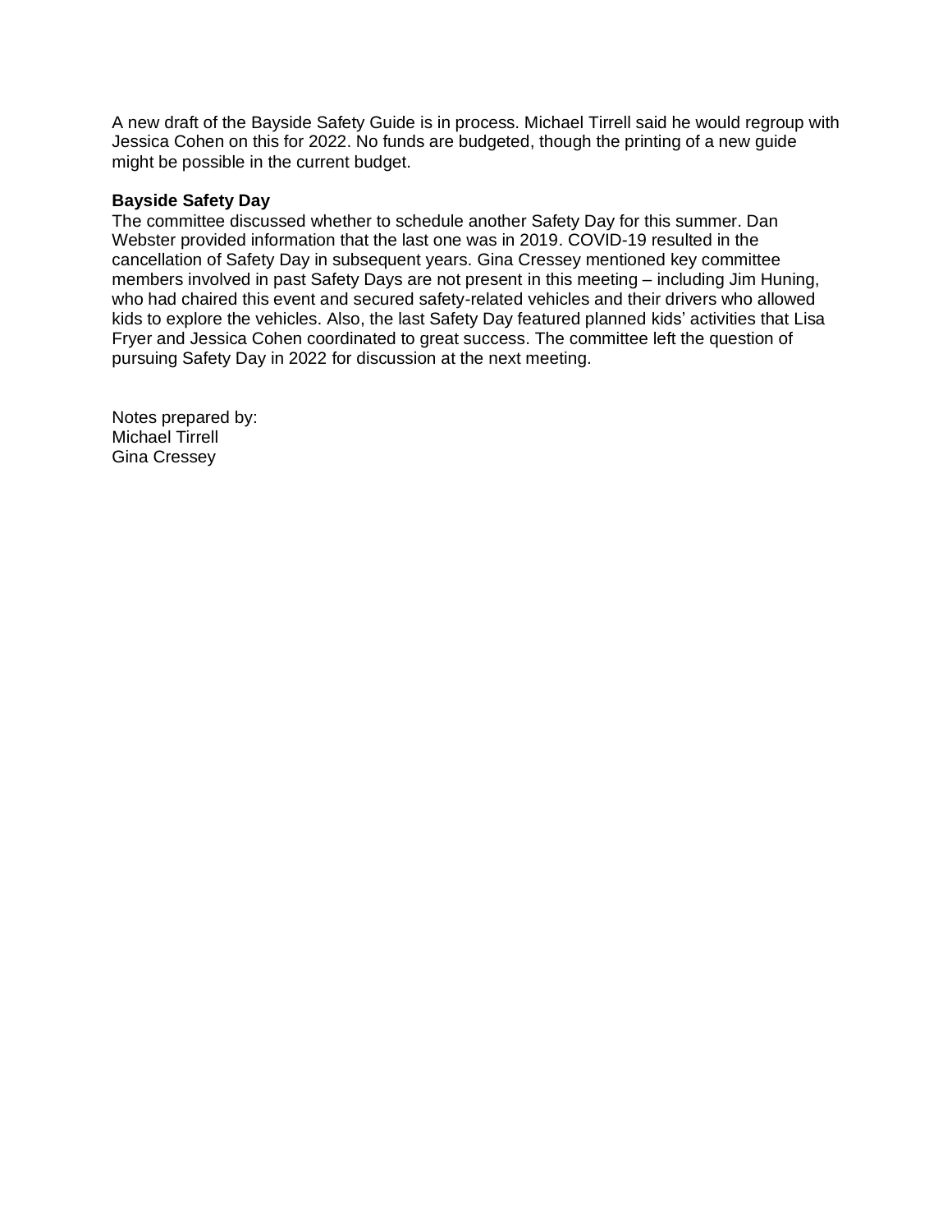A new draft of the Bayside Safety Guide is in process. Michael Tirrell said he would regroup with Jessica Cohen on this for 2022. No funds are budgeted, though the printing of a new guide might be possible in the current budget.

**Bayside Safety Day**

The committee discussed whether to schedule another Safety Day for this summer. Dan Webster provided information that the last one was in 2019. COVID-19 resulted in the cancellation of Safety Day in subsequent years. Gina Cressey mentioned key committee members involved in past Safety Days are not present in this meeting – including Jim Huning, who had chaired this event and secured safety-related vehicles and their drivers who allowed kids to explore the vehicles. Also, the last Safety Day featured planned kids' activities that Lisa Fryer and Jessica Cohen coordinated to great success. The committee left the question of pursuing Safety Day in 2022 for discussion at the next meeting.

Notes prepared by:
Michael Tirrell
Gina Cressey